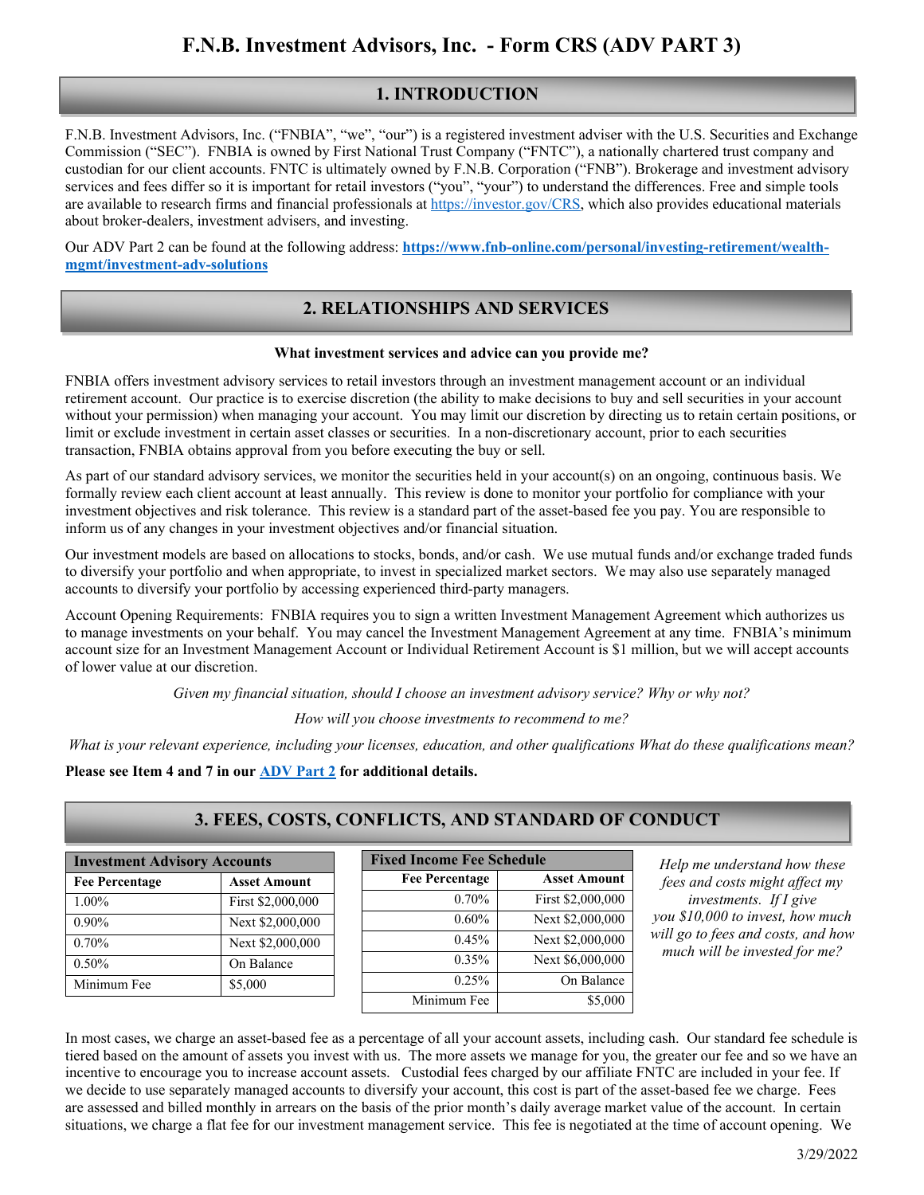# F.N.B. Investment Advisors, Inc. - Form CRS (ADV PART 3)

## 1. INTRODUCTION

F.N.B. Investment Advisors, Inc. ("FNBIA", "we", "our") is a registered investment adviser with the U.S. Securities and Exchange Commission ("SEC"). FNBIA is owned by First National Trust Company ("FNTC"), a nationally chartered trust company and custodian for our client accounts. FNTC is ultimately owned by F.N.B. Corporation ("FNB"). Brokerage and investment advisory services and fees differ so it is important for retail investors ("you", "your") to understand the differences. Free and simple tools are available to research firms and financial professionals at https://investor.gov/CRS, which also provides educational materials about broker-dealers, investment advisers, and investing.

Our ADV Part 2 can be found at the following address: **https://www.fnb-online.com/personal/investing-retirement/wealth-mgmt/investment-adv-solutions**

## 2. RELATIONSHIPS AND SERVICES

**What investment services and advice can you provide me?**

FNBIA offers investment advisory services to retail investors through an investment management account or an individual retirement account. Our practice is to exercise discretion (the ability to make decisions to buy and sell securities in your account without your permission) when managing your account. You may limit our discretion by directing us to retain certain positions, or limit or exclude investment in certain asset classes or securities. In a non-discretionary account, prior to each securities transaction, FNBIA obtains approval from you before executing the buy or sell.

As part of our standard advisory services, we monitor the securities held in your account(s) on an ongoing, continuous basis. We formally review each client account at least annually. This review is done to monitor your portfolio for compliance with your investment objectives and risk tolerance. This review is a standard part of the asset-based fee you pay. You are responsible to inform us of any changes in your investment objectives and/or financial situation.

Our investment models are based on allocations to stocks, bonds, and/or cash. We use mutual funds and/or exchange traded funds to diversify your portfolio and when appropriate, to invest in specialized market sectors. We may also use separately managed accounts to diversify your portfolio by accessing experienced third-party managers.

Account Opening Requirements: FNBIA requires you to sign a written Investment Management Agreement which authorizes us to manage investments on your behalf. You may cancel the Investment Management Agreement at any time. FNBIA's minimum account size for an Investment Management Account or Individual Retirement Account is $1 million, but we will accept accounts of lower value at our discretion.

*Given my financial situation, should I choose an investment advisory service? Why or why not?*

*How will you choose investments to recommend to me?*

*What is your relevant experience, including your licenses, education, and other qualifications What do these qualifications mean?*

**Please see Item 4 and 7 in our ADV Part 2 for additional details.**

## 3. FEES, COSTS, CONFLICTS, AND STANDARD OF CONDUCT

| Investment Advisory Accounts | |
|---|---|
| **Fee Percentage** | **Asset Amount** |
| 1.00% | First $2,000,000 |
| 0.90% | Next $2,000,000 |
| 0.70% | Next $2,000,000 |
| 0.50% | On Balance |
| Minimum Fee | $5,000 |

| Fixed Income Fee Schedule | |
|---|---|
| **Fee Percentage** | **Asset Amount** |
| 0.70% | First $2,000,000 |
| 0.60% | Next $2,000,000 |
| 0.45% | Next $2,000,000 |
| 0.35% | Next $6,000,000 |
| 0.25% | On Balance |
| Minimum Fee | $5,000 |

*Help me understand how these fees and costs might affect my investments. If I give you $10,000 to invest, how much will go to fees and costs, and how much will be invested for me?*

In most cases, we charge an asset-based fee as a percentage of all your account assets, including cash. Our standard fee schedule is tiered based on the amount of assets you invest with us. The more assets we manage for you, the greater our fee and so we have an incentive to encourage you to increase account assets. Custodial fees charged by our affiliate FNTC are included in your fee. If we decide to use separately managed accounts to diversify your account, this cost is part of the asset-based fee we charge. Fees are assessed and billed monthly in arrears on the basis of the prior month's daily average market value of the account. In certain situations, we charge a flat fee for our investment management service. This fee is negotiated at the time of account opening. We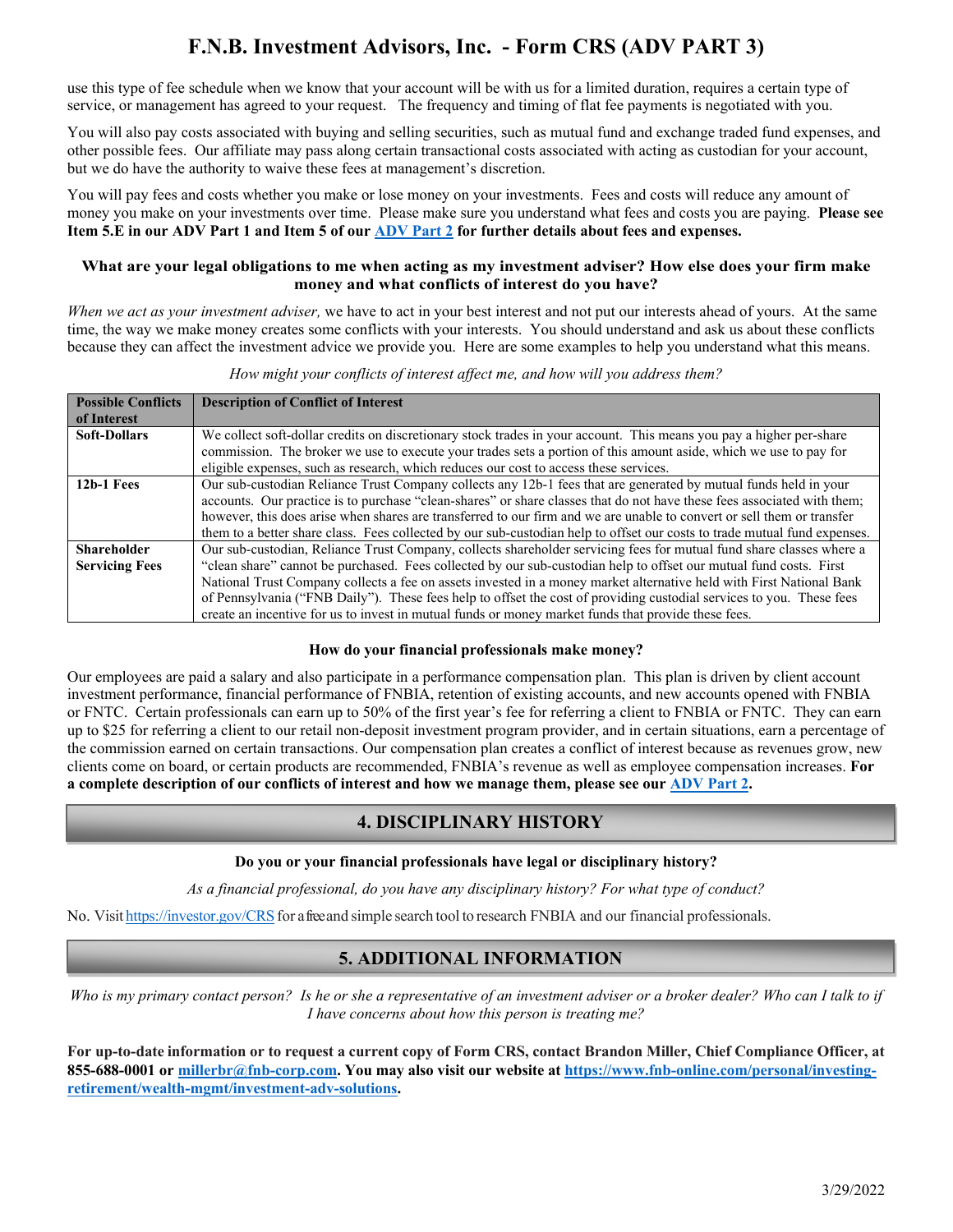use this type of fee schedule when we know that your account will be with us for a limited duration, requires a certain type of service, or management has agreed to your request. The frequency and timing of flat fee payments is negotiated with you.

You will also pay costs associated with buying and selling securities, such as mutual fund and exchange traded fund expenses, and other possible fees. Our affiliate may pass along certain transactional costs associated with acting as custodian for your account, but we do have the authority to waive these fees at management's discretion.

You will pay fees and costs whether you make or lose money on your investments. Fees and costs will reduce any amount of money you make on your investments over time. Please make sure you understand what fees and costs you are paying. **Please see Item 5.E in our ADV Part 1 and Item 5 of our [ADV Part 2] for further details about fees and expenses.**

**What are your legal obligations to me when acting as my investment adviser? How else does your firm make money and what conflicts of interest do you have?**

*When we act as your investment adviser,* we have to act in your best interest and not put our interests ahead of yours. At the same time, the way we make money creates some conflicts with your interests. You should understand and ask us about these conflicts because they can affect the investment advice we provide you. Here are some examples to help you understand what this means.

*How might your conflicts of interest affect me, and how will you address them?*

| Possible Conflicts of Interest | Description of Conflict of Interest |
|---|---|
| **Soft-Dollars** | We collect soft-dollar credits on discretionary stock trades in your account. This means you pay a higher per-share commission. The broker we use to execute your trades sets a portion of this amount aside, which we use to pay for eligible expenses, such as research, which reduces our cost to access these services. |
| **12b-1 Fees** | Our sub-custodian Reliance Trust Company collects any 12b-1 fees that are generated by mutual funds held in your accounts. Our practice is to purchase "clean-shares" or share classes that do not have these fees associated with them; however, this does arise when shares are transferred to our firm and we are unable to convert or sell them or transfer them to a better share class. Fees collected by our sub-custodian help to offset our costs to trade mutual fund expenses. |
| **Shareholder Servicing Fees** | Our sub-custodian, Reliance Trust Company, collects shareholder servicing fees for mutual fund share classes where a "clean share" cannot be purchased. Fees collected by our sub-custodian help to offset our mutual fund costs. First National Trust Company collects a fee on assets invested in a money market alternative held with First National Bank of Pennsylvania ("FNB Daily"). These fees help to offset the cost of providing custodial services to you. These fees create an incentive for us to invest in mutual funds or money market funds that provide these fees. |

**How do your financial professionals make money?**

Our employees are paid a salary and also participate in a performance compensation plan. This plan is driven by client account investment performance, financial performance of FNBIA, retention of existing accounts, and new accounts opened with FNBIA or FNTC. Certain professionals can earn up to 50% of the first year's fee for referring a client to FNBIA or FNTC. They can earn up to $25 for referring a client to our retail non-deposit investment program provider, and in certain situations, earn a percentage of the commission earned on certain transactions. Our compensation plan creates a conflict of interest because as revenues grow, new clients come on board, or certain products are recommended, FNBIA's revenue as well as employee compensation increases. **For a complete description of our conflicts of interest and how we manage them, please see our [ADV Part 2].**

## 4. DISCIPLINARY HISTORY

**Do you or your financial professionals have legal or disciplinary history?**

*As a financial professional, do you have any disciplinary history? For what type of conduct?*

No. Visit https://investor.gov/CRS for a free and simple search tool to research FNBIA and our financial professionals.

## 5. ADDITIONAL INFORMATION

*Who is my primary contact person? Is he or she a representative of an investment adviser or a broker dealer? Who can I talk to if I have concerns about how this person is treating me?*

**For up-to-date information or to request a current copy of Form CRS, contact Brandon Miller, Chief Compliance Officer, at 855-688-0001 or millerbr@fnb-corp.com. You may also visit our website at https://www.fnb-online.com/personal/investing-retirement/wealth-mgmt/investment-adv-solutions.**

3/29/2022